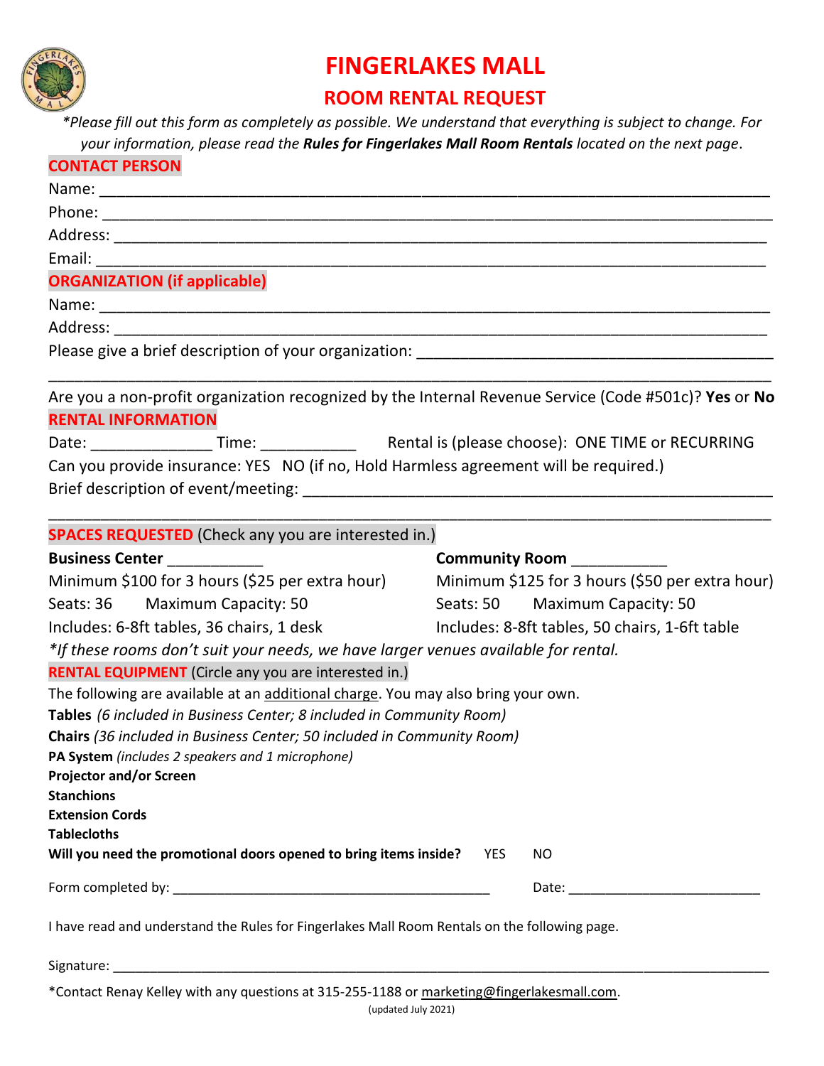# FINGERLAKES MALL

## ROOM RENTAL REQUEST

*\*Please fill out this form as completely as possible. We understand that everything is subject to change. For your information, please read the **Rules for Fingerlakes Mall Room Rentals** located on the next page.*

### CONTACT PERSON

Name: ______________________________________________________________________________

Phone: ______________________________________________________________________________

Address: ____________________________________________________________________________

Email: ______________________________________________________________________________

### ORGANIZATION (if applicable)

Name: ______________________________________________________________________________

Address: ____________________________________________________________________________

Please give a brief description of your organization: ___________________________________________

______________________________________________________________________________________

Are you a non-profit organization recognized by the Internal Revenue Service (Code #501c)? **Yes** or **No**

### RENTAL INFORMATION

Date: ______________ Time: ___________ Rental is (please choose): ONE TIME or RECURRING

Can you provide insurance: YES NO (if no, Hold Harmless agreement will be required.)

Brief description of event/meeting: _________________________________________________________

______________________________________________________________________________________

### SPACES REQUESTED (Check any you are interested in.)

**Business Center** ___________
Minimum $100 for 3 hours ($25 per extra hour)
Seats: 36 Maximum Capacity: 50
Includes: 6-8ft tables, 36 chairs, 1 desk

**Community Room** ___________
Minimum $125 for 3 hours ($50 per extra hour)
Seats: 50 Maximum Capacity: 50
Includes: 8-8ft tables, 50 chairs, 1-6ft table

*\*If these rooms don't suit your needs, we have larger venues available for rental.*

### RENTAL EQUIPMENT (Circle any you are interested in.)

The following are available at an additional charge. You may also bring your own.

**Tables** *(6 included in Business Center; 8 included in Community Room)*

**Chairs** *(36 included in Business Center; 50 included in Community Room)*

**PA System** *(includes 2 speakers and 1 microphone)*

**Projector and/or Screen**

**Stanchions**

**Extension Cords**

**Tablecloths**

**Will you need the promotional doors opened to bring items inside?** YES NO

Form completed by: ___________________________________________ Date: _________________________

I have read and understand the Rules for Fingerlakes Mall Room Rentals on the following page.

Signature: ___________________________________________________________________________________

\*Contact Renay Kelley with any questions at 315-255-1188 or marketing@fingerlakesmall.com.

(updated July 2021)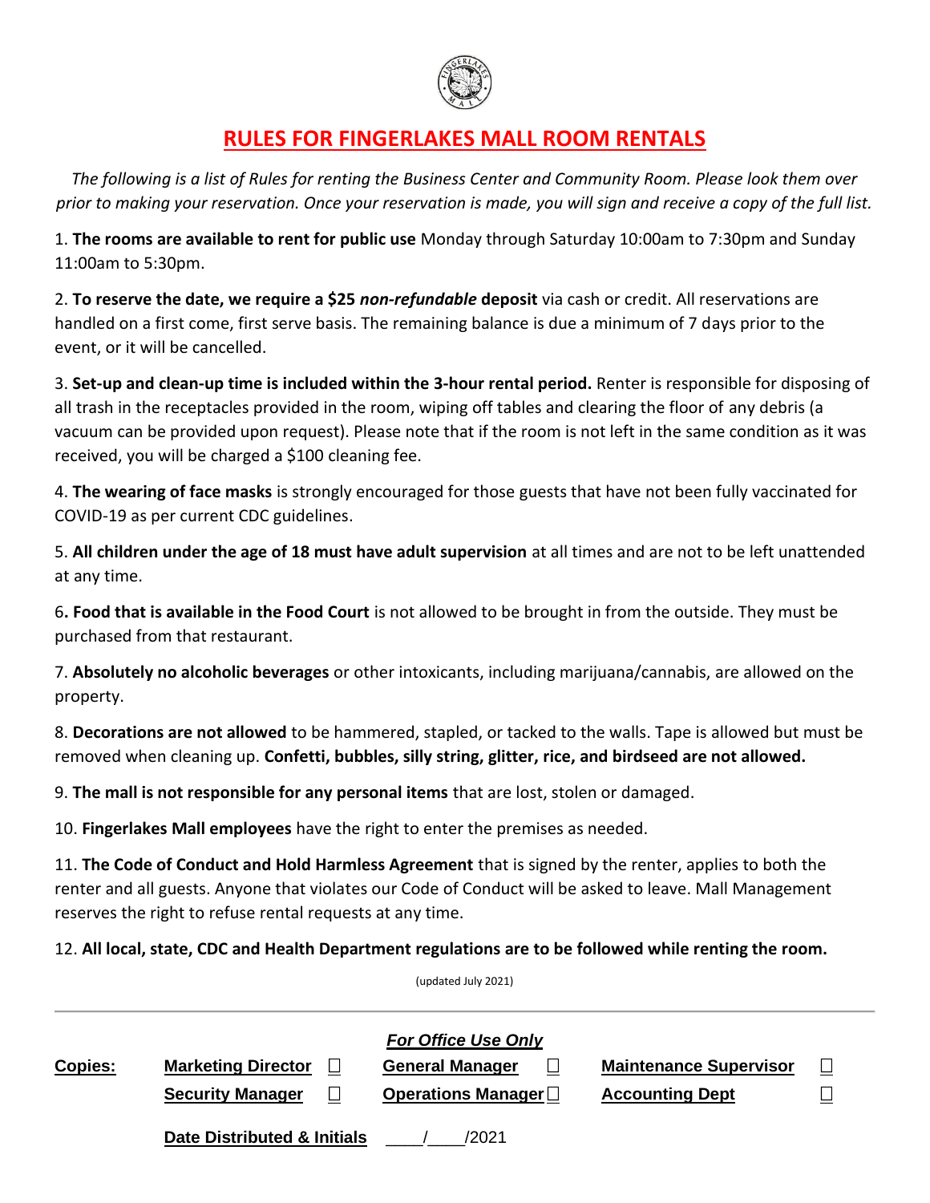# RULES FOR FINGERLAKES MALL ROOM RENTALS

*The following is a list of Rules for renting the Business Center and Community Room. Please look them over prior to making your reservation. Once your reservation is made, you will sign and receive a copy of the full list.*

1. **The rooms are available to rent for public use** Monday through Saturday 10:00am to 7:30pm and Sunday 11:00am to 5:30pm.

2. **To reserve the date, we require a $25 *non-refundable* deposit** via cash or credit. All reservations are handled on a first come, first serve basis. The remaining balance is due a minimum of 7 days prior to the event, or it will be cancelled.

3. **Set-up and clean-up time is included within the 3-hour rental period.** Renter is responsible for disposing of all trash in the receptacles provided in the room, wiping off tables and clearing the floor of any debris (a vacuum can be provided upon request). Please note that if the room is not left in the same condition as it was received, you will be charged a $100 cleaning fee.

4. **The wearing of face masks** is strongly encouraged for those guests that have not been fully vaccinated for COVID-19 as per current CDC guidelines.

5. **All children under the age of 18 must have adult supervision** at all times and are not to be left unattended at any time.

6**. Food that is available in the Food Court** is not allowed to be brought in from the outside. They must be purchased from that restaurant.

7. **Absolutely no alcoholic beverages** or other intoxicants, including marijuana/cannabis, are allowed on the property.

8. **Decorations are not allowed** to be hammered, stapled, or tacked to the walls. Tape is allowed but must be removed when cleaning up. **Confetti, bubbles, silly string, glitter, rice, and birdseed are not allowed.**

9. **The mall is not responsible for any personal items** that are lost, stolen or damaged.

10. **Fingerlakes Mall employees** have the right to enter the premises as needed.

11. **The Code of Conduct and Hold Harmless Agreement** that is signed by the renter, applies to both the renter and all guests. Anyone that violates our Code of Conduct will be asked to leave. Mall Management reserves the right to refuse rental requests at any time.

12. **All local, state, CDC and Health Department regulations are to be followed while renting the room.**

(updated July 2021)

---

***For Office Use Only***

| | | | |
|---|---|---|---|
| **Copies:** | **Marketing Director** ☐ | **General Manager** ☐ | **Maintenance Supervisor** ☐ |
| | **Security Manager** ☐ | **Operations Manager** ☐ | **Accounting Dept** ☐ |

**Date Distributed & Initials** ____/____/2021